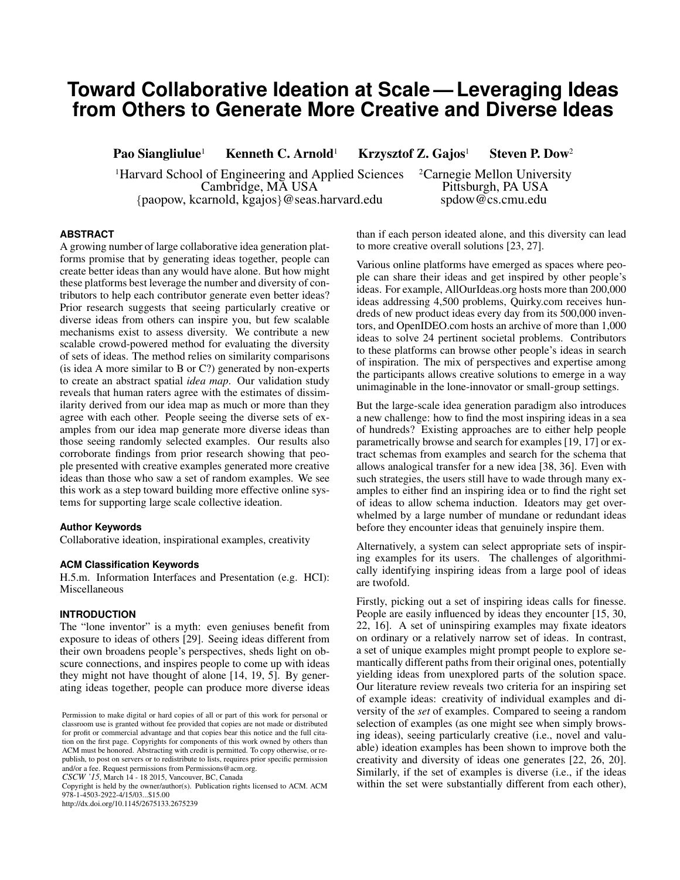# Toward Collaborative Ideation at Scale — Leveraging Ideas from Others to Generate More Creative and Diverse Ideas

**Pao Siangliulue**[1] **Kenneth C. Arnold**[1] **Krzysztof Z. Gajos**[1] **Steven P. Dow**[2]

[1]Harvard School of Engineering and Applied Sciences
Cambridge, MA USA
{paopow, kcarnold, kgajos}@seas.harvard.edu

[2]Carnegie Mellon University
Pittsburgh, PA USA
spdow@cs.cmu.edu

## ABSTRACT

A growing number of large collaborative idea generation platforms promise that by generating ideas together, people can create better ideas than any would have alone. But how might these platforms best leverage the number and diversity of contributors to help each contributor generate even better ideas? Prior research suggests that seeing particularly creative or diverse ideas from others can inspire you, but few scalable mechanisms exist to assess diversity. We contribute a new scalable crowd-powered method for evaluating the diversity of sets of ideas. The method relies on similarity comparisons (is idea A more similar to B or C?) generated by non-experts to create an abstract spatial *idea map*. Our validation study reveals that human raters agree with the estimates of dissimilarity derived from our idea map as much or more than they agree with each other. People seeing the diverse sets of examples from our idea map generate more diverse ideas than those seeing randomly selected examples. Our results also corroborate findings from prior research showing that people presented with creative examples generated more creative ideas than those who saw a set of random examples. We see this work as a step toward building more effective online systems for supporting large scale collective ideation.

### Author Keywords

Collaborative ideation, inspirational examples, creativity

### ACM Classification Keywords

H.5.m. Information Interfaces and Presentation (e.g. HCI): Miscellaneous

## INTRODUCTION

The "lone inventor" is a myth: even geniuses benefit from exposure to ideas of others [29]. Seeing ideas different from their own broadens people's perspectives, sheds light on obscure connections, and inspires people to come up with ideas they might not have thought of alone [14, 19, 5]. By generating ideas together, people can produce more diverse ideas than if each person ideated alone, and this diversity can lead to more creative overall solutions [23, 27].

Various online platforms have emerged as spaces where people can share their ideas and get inspired by other people's ideas. For example, AllOurIdeas.org hosts more than 200,000 ideas addressing 4,500 problems, Quirky.com receives hundreds of new product ideas every day from its 500,000 inventors, and OpenIDEO.com hosts an archive of more than 1,000 ideas to solve 24 pertinent societal problems. Contributors to these platforms can browse other people's ideas in search of inspiration. The mix of perspectives and expertise among the participants allows creative solutions to emerge in a way unimaginable in the lone-innovator or small-group settings.

But the large-scale idea generation paradigm also introduces a new challenge: how to find the most inspiring ideas in a sea of hundreds? Existing approaches are to either help people parametrically browse and search for examples [19, 17] or extract schemas from examples and search for the schema that allows analogical transfer for a new idea [38, 36]. Even with such strategies, the users still have to wade through many examples to either find an inspiring idea or to find the right set of ideas to allow schema induction. Ideators may get overwhelmed by a large number of mundane or redundant ideas before they encounter ideas that genuinely inspire them.

Alternatively, a system can select appropriate sets of inspiring examples for its users. The challenges of algorithmically identifying inspiring ideas from a large pool of ideas are twofold.

Firstly, picking out a set of inspiring ideas calls for finesse. People are easily influenced by ideas they encounter [15, 30, 22, 16]. A set of uninspiring examples may fixate ideators on ordinary or a relatively narrow set of ideas. In contrast, a set of unique examples might prompt people to explore semantically different paths from their original ones, potentially yielding ideas from unexplored parts of the solution space. Our literature review reveals two criteria for an inspiring set of example ideas: creativity of individual examples and diversity of the *set* of examples. Compared to seeing a random selection of examples (as one might see when simply browsing ideas), seeing particularly creative (i.e., novel and valuable) ideation examples has been shown to improve both the creativity and diversity of ideas one generates [22, 26, 20]. Similarly, if the set of examples is diverse (i.e., if the ideas within the set were substantially different from each other),

Permission to make digital or hard copies of all or part of this work for personal or classroom use is granted without fee provided that copies are not made or distributed for profit or commercial advantage and that copies bear this notice and the full citation on the first page. Copyrights for components of this work owned by others than ACM must be honored. Abstracting with credit is permitted. To copy otherwise, or republish, to post on servers or to redistribute to lists, requires prior specific permission and/or a fee. Request permissions from Permissions@acm.org.
*CSCW '15*, March 14 - 18 2015, Vancouver, BC, Canada
Copyright is held by the owner/author(s). Publication rights licensed to ACM. ACM 978-1-4503-2922-4/15/03...$15.00
http://dx.doi.org/10.1145/2675133.2675239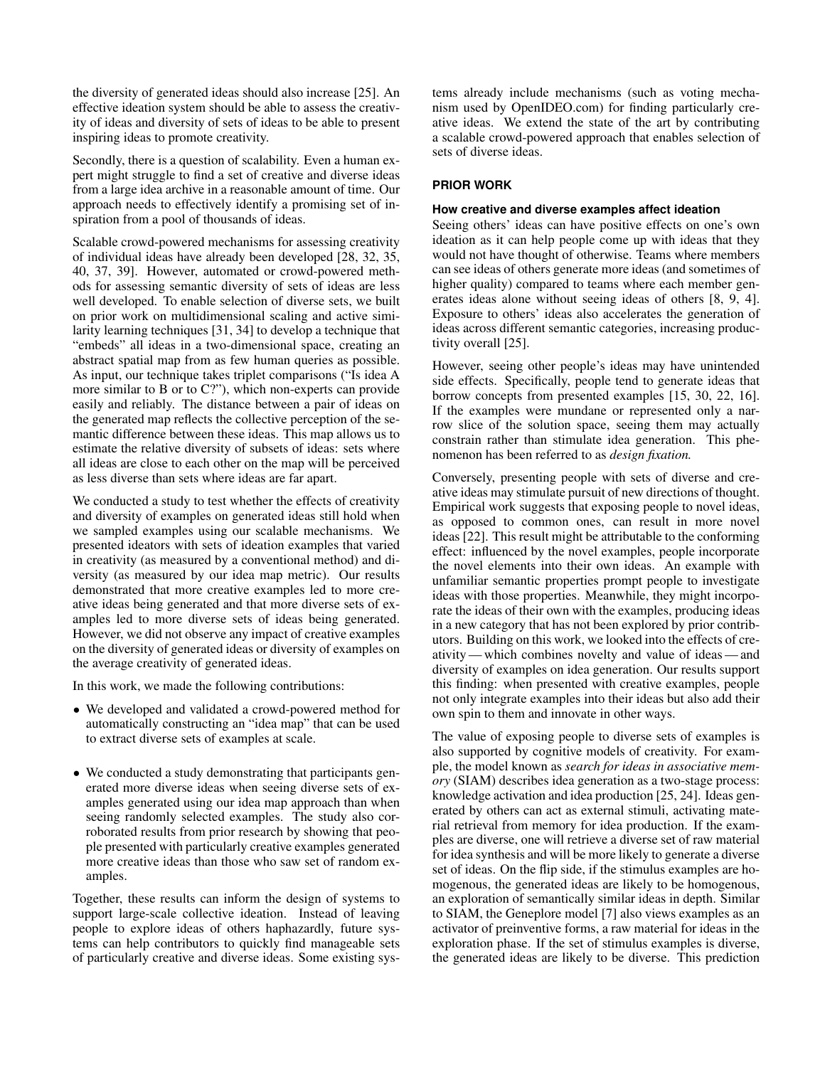the diversity of generated ideas should also increase [25]. An effective ideation system should be able to assess the creativity of ideas and diversity of sets of ideas to be able to present inspiring ideas to promote creativity.

Secondly, there is a question of scalability. Even a human expert might struggle to find a set of creative and diverse ideas from a large idea archive in a reasonable amount of time. Our approach needs to effectively identify a promising set of inspiration from a pool of thousands of ideas.

Scalable crowd-powered mechanisms for assessing creativity of individual ideas have already been developed [28, 32, 35, 40, 37, 39]. However, automated or crowd-powered methods for assessing semantic diversity of sets of ideas are less well developed. To enable selection of diverse sets, we built on prior work on multidimensional scaling and active similarity learning techniques [31, 34] to develop a technique that "embeds" all ideas in a two-dimensional space, creating an abstract spatial map from as few human queries as possible. As input, our technique takes triplet comparisons ("Is idea A more similar to B or to C?"), which non-experts can provide easily and reliably. The distance between a pair of ideas on the generated map reflects the collective perception of the semantic difference between these ideas. This map allows us to estimate the relative diversity of subsets of ideas: sets where all ideas are close to each other on the map will be perceived as less diverse than sets where ideas are far apart.

We conducted a study to test whether the effects of creativity and diversity of examples on generated ideas still hold when we sampled examples using our scalable mechanisms. We presented ideators with sets of ideation examples that varied in creativity (as measured by a conventional method) and diversity (as measured by our idea map metric). Our results demonstrated that more creative examples led to more creative ideas being generated and that more diverse sets of examples led to more diverse sets of ideas being generated. However, we did not observe any impact of creative examples on the diversity of generated ideas or diversity of examples on the average creativity of generated ideas.

In this work, we made the following contributions:

- We developed and validated a crowd-powered method for automatically constructing an "idea map" that can be used to extract diverse sets of examples at scale.
- We conducted a study demonstrating that participants generated more diverse ideas when seeing diverse sets of examples generated using our idea map approach than when seeing randomly selected examples. The study also corroborated results from prior research by showing that people presented with particularly creative examples generated more creative ideas than those who saw set of random examples.

Together, these results can inform the design of systems to support large-scale collective ideation. Instead of leaving people to explore ideas of others haphazardly, future systems can help contributors to quickly find manageable sets of particularly creative and diverse ideas. Some existing systems already include mechanisms (such as voting mechanism used by OpenIDEO.com) for finding particularly creative ideas. We extend the state of the art by contributing a scalable crowd-powered approach that enables selection of sets of diverse ideas.

## PRIOR WORK

### How creative and diverse examples affect ideation

Seeing others' ideas can have positive effects on one's own ideation as it can help people come up with ideas that they would not have thought of otherwise. Teams where members can see ideas of others generate more ideas (and sometimes of higher quality) compared to teams where each member generates ideas alone without seeing ideas of others [8, 9, 4]. Exposure to others' ideas also accelerates the generation of ideas across different semantic categories, increasing productivity overall [25].

However, seeing other people's ideas may have unintended side effects. Specifically, people tend to generate ideas that borrow concepts from presented examples [15, 30, 22, 16]. If the examples were mundane or represented only a narrow slice of the solution space, seeing them may actually constrain rather than stimulate idea generation. This phenomenon has been referred to as *design fixation.*

Conversely, presenting people with sets of diverse and creative ideas may stimulate pursuit of new directions of thought. Empirical work suggests that exposing people to novel ideas, as opposed to common ones, can result in more novel ideas [22]. This result might be attributable to the conforming effect: influenced by the novel examples, people incorporate the novel elements into their own ideas. An example with unfamiliar semantic properties prompt people to investigate ideas with those properties. Meanwhile, they might incorporate the ideas of their own with the examples, producing ideas in a new category that has not been explored by prior contributors. Building on this work, we looked into the effects of creativity — which combines novelty and value of ideas — and diversity of examples on idea generation. Our results support this finding: when presented with creative examples, people not only integrate examples into their ideas but also add their own spin to them and innovate in other ways.

The value of exposing people to diverse sets of examples is also supported by cognitive models of creativity. For example, the model known as *search for ideas in associative memory* (SIAM) describes idea generation as a two-stage process: knowledge activation and idea production [25, 24]. Ideas generated by others can act as external stimuli, activating material retrieval from memory for idea production. If the examples are diverse, one will retrieve a diverse set of raw material for idea synthesis and will be more likely to generate a diverse set of ideas. On the flip side, if the stimulus examples are homogenous, the generated ideas are likely to be homogenous, an exploration of semantically similar ideas in depth. Similar to SIAM, the Geneplore model [7] also views examples as an activator of preinventive forms, a raw material for ideas in the exploration phase. If the set of stimulus examples is diverse, the generated ideas are likely to be diverse. This prediction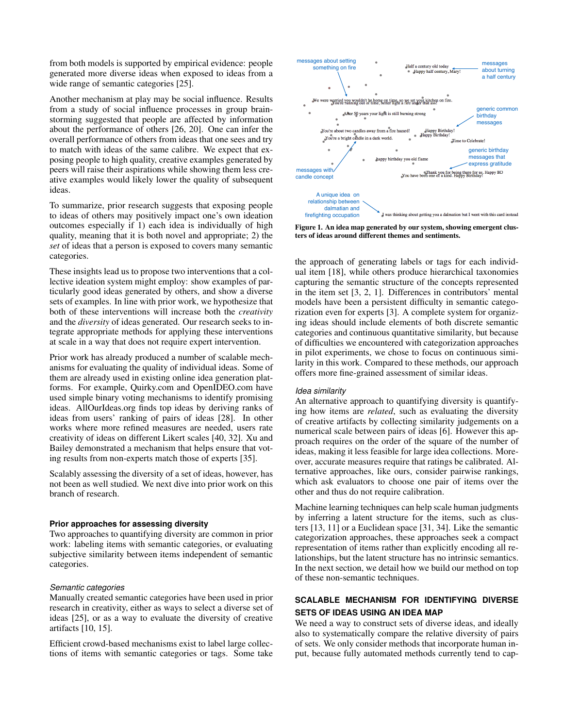from both models is supported by empirical evidence: people generated more diverse ideas when exposed to ideas from a wide range of semantic categories [25].

Another mechanism at play may be social influence. Results from a study of social influence processes in group brainstorming suggested that people are affected by information about the performance of others [26, 20]. One can infer the overall performance of others from ideas that one sees and try to match with ideas of the same calibre. We expect that exposing people to high quality, creative examples generated by peers will raise their aspirations while showing them less creative examples would likely lower the quality of subsequent ideas.

To summarize, prior research suggests that exposing people to ideas of others may positively impact one's own ideation outcomes especially if 1) each idea is individually of high quality, meaning that it is both novel and appropriate; 2) the *set* of ideas that a person is exposed to covers many semantic categories.

These insights lead us to propose two interventions that a collective ideation system might employ: show examples of particularly good ideas generated by others, and show a diverse sets of examples. In line with prior work, we hypothesize that both of these interventions will increase both the *creativity* and the *diversity* of ideas generated. Our research seeks to integrate appropriate methods for applying these interventions at scale in a way that does not require expert intervention.

Prior work has already produced a number of scalable mechanisms for evaluating the quality of individual ideas. Some of them are already used in existing online idea generation platforms. For example, Quirky.com and OpenIDEO.com have used simple binary voting mechanisms to identify promising ideas. AllOurIdeas.org finds top ideas by deriving ranks of ideas from users' ranking of pairs of ideas [28]. In other works where more refined measures are needed, users rate creativity of ideas on different Likert scales [40, 32]. Xu and Bailey demonstrated a mechanism that helps ensure that voting results from non-experts match those of experts [35].

Scalably assessing the diversity of a set of ideas, however, has not been as well studied. We next dive into prior work on this branch of research.

### Prior approaches for assessing diversity

Two approaches to quantifying diversity are common in prior work: labeling items with semantic categories, or evaluating subjective similarity between items independent of semantic categories.

#### *Semantic categories*

Manually created semantic categories have been used in prior research in creativity, either as ways to select a diverse set of ideas [25], or as a way to evaluate the diversity of creative artifacts [10, 15].

Efficient crowd-based mechanisms exist to label large collections of items with semantic categories or tags. Some take the approach of generating labels or tags for each individual item [18], while others produce hierarchical taxonomies capturing the semantic structure of the concepts represented in the item set [3, 2, 1]. Differences in contributors' mental models have been a persistent difficulty in semantic categorization even for experts [3]. A complete system for organizing ideas should include elements of both discrete semantic categories and continuous quantitative similarity, but because of difficulties we encountered with categorization approaches in pilot experiments, we chose to focus on continuous similarity in this work. Compared to these methods, our approach offers more fine-grained assessment of similar ideas.

**Figure 1. An idea map generated by our system, showing emergent clusters of ideas around different themes and sentiments.**

#### *Idea similarity*

An alternative approach to quantifying diversity is quantifying how items are *related*, such as evaluating the diversity of creative artifacts by collecting similarity judgements on a numerical scale between pairs of ideas [6]. However this approach requires on the order of the square of the number of ideas, making it less feasible for large idea collections. Moreover, accurate measures require that ratings be calibrated. Alternative approaches, like ours, consider pairwise rankings, which ask evaluators to choose one pair of items over the other and thus do not require calibration.

Machine learning techniques can help scale human judgments by inferring a latent structure for the items, such as clusters [13, 11] or a Euclidean space [31, 34]. Like the semantic categorization approaches, these approaches seek a compact representation of items rather than explicitly encoding all relationships, but the latent structure has no intrinsic semantics. In the next section, we detail how we build our method on top of these non-semantic techniques.

## SCALABLE MECHANISM FOR IDENTIFYING DIVERSE SETS OF IDEAS USING AN IDEA MAP

We need a way to construct sets of diverse ideas, and ideally also to systematically compare the relative diversity of pairs of sets. We only consider methods that incorporate human input, because fully automated methods currently tend to cap-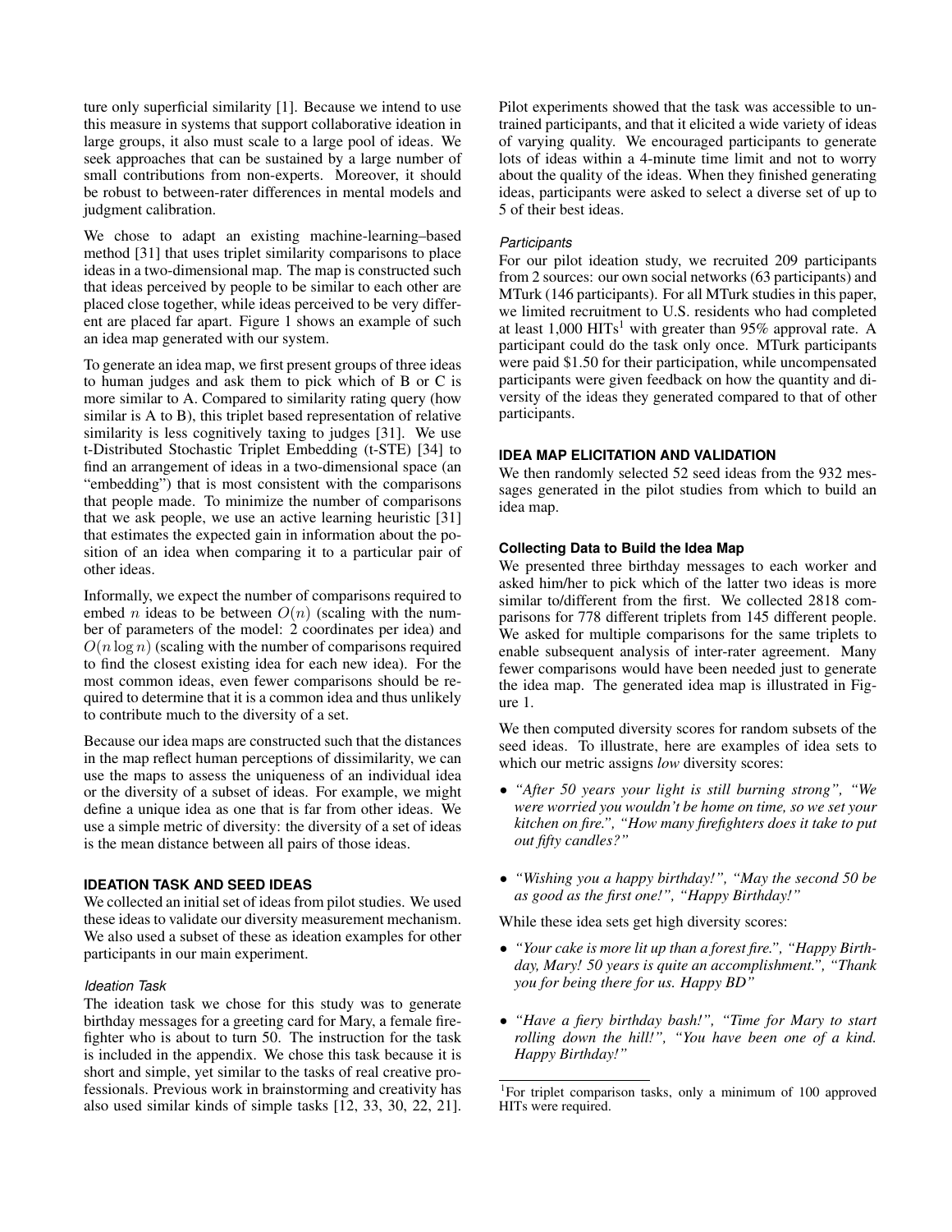ture only superficial similarity [1]. Because we intend to use this measure in systems that support collaborative ideation in large groups, it also must scale to a large pool of ideas. We seek approaches that can be sustained by a large number of small contributions from non-experts. Moreover, it should be robust to between-rater differences in mental models and judgment calibration.

We chose to adapt an existing machine-learning–based method [31] that uses triplet similarity comparisons to place ideas in a two-dimensional map. The map is constructed such that ideas perceived by people to be similar to each other are placed close together, while ideas perceived to be very different are placed far apart. Figure 1 shows an example of such an idea map generated with our system.

To generate an idea map, we first present groups of three ideas to human judges and ask them to pick which of B or C is more similar to A. Compared to similarity rating query (how similar is A to B), this triplet based representation of relative similarity is less cognitively taxing to judges [31]. We use t-Distributed Stochastic Triplet Embedding (t-STE) [34] to find an arrangement of ideas in a two-dimensional space (an "embedding") that is most consistent with the comparisons that people made. To minimize the number of comparisons that we ask people, we use an active learning heuristic [31] that estimates the expected gain in information about the position of an idea when comparing it to a particular pair of other ideas.

Informally, we expect the number of comparisons required to embed $n$ ideas to be between $O(n)$ (scaling with the number of parameters of the model: 2 coordinates per idea) and $O(n \log n)$ (scaling with the number of comparisons required to find the closest existing idea for each new idea). For the most common ideas, even fewer comparisons should be required to determine that it is a common idea and thus unlikely to contribute much to the diversity of a set.

Because our idea maps are constructed such that the distances in the map reflect human perceptions of dissimilarity, we can use the maps to assess the uniqueness of an individual idea or the diversity of a subset of ideas. For example, we might define a unique idea as one that is far from other ideas. We use a simple metric of diversity: the diversity of a set of ideas is the mean distance between all pairs of those ideas.

## IDEATION TASK AND SEED IDEAS

We collected an initial set of ideas from pilot studies. We used these ideas to validate our diversity measurement mechanism. We also used a subset of these as ideation examples for other participants in our main experiment.

### *Ideation Task*

The ideation task we chose for this study was to generate birthday messages for a greeting card for Mary, a female firefighter who is about to turn 50. The instruction for the task is included in the appendix. We chose this task because it is short and simple, yet similar to the tasks of real creative professionals. Previous work in brainstorming and creativity has also used similar kinds of simple tasks [12, 33, 30, 22, 21]. Pilot experiments showed that the task was accessible to untrained participants, and that it elicited a wide variety of ideas of varying quality. We encouraged participants to generate lots of ideas within a 4-minute time limit and not to worry about the quality of the ideas. When they finished generating ideas, participants were asked to select a diverse set of up to 5 of their best ideas.

### *Participants*

For our pilot ideation study, we recruited 209 participants from 2 sources: our own social networks (63 participants) and MTurk (146 participants). For all MTurk studies in this paper, we limited recruitment to U.S. residents who had completed at least 1,000 HITs[1] with greater than 95% approval rate. A participant could do the task only once. MTurk participants were paid $1.50 for their participation, while uncompensated participants were given feedback on how the quantity and diversity of the ideas they generated compared to that of other participants.

## IDEA MAP ELICITATION AND VALIDATION

We then randomly selected 52 seed ideas from the 932 messages generated in the pilot studies from which to build an idea map.

### Collecting Data to Build the Idea Map

We presented three birthday messages to each worker and asked him/her to pick which of the latter two ideas is more similar to/different from the first. We collected 2818 comparisons for 778 different triplets from 145 different people. We asked for multiple comparisons for the same triplets to enable subsequent analysis of inter-rater agreement. Many fewer comparisons would have been needed just to generate the idea map. The generated idea map is illustrated in Figure 1.

We then computed diversity scores for random subsets of the seed ideas. To illustrate, here are examples of idea sets to which our metric assigns *low* diversity scores:

- *"After 50 years your light is still burning strong", "We were worried you wouldn't be home on time, so we set your kitchen on fire.", "How many firefighters does it take to put out fifty candles?"*
- *"Wishing you a happy birthday!", "May the second 50 be as good as the first one!", "Happy Birthday!"*

While these idea sets get high diversity scores:

- *"Your cake is more lit up than a forest fire.", "Happy Birthday, Mary! 50 years is quite an accomplishment.", "Thank you for being there for us. Happy BD"*
- *"Have a fiery birthday bash!", "Time for Mary to start rolling down the hill!", "You have been one of a kind. Happy Birthday!"*

[1] For triplet comparison tasks, only a minimum of 100 approved HITs were required.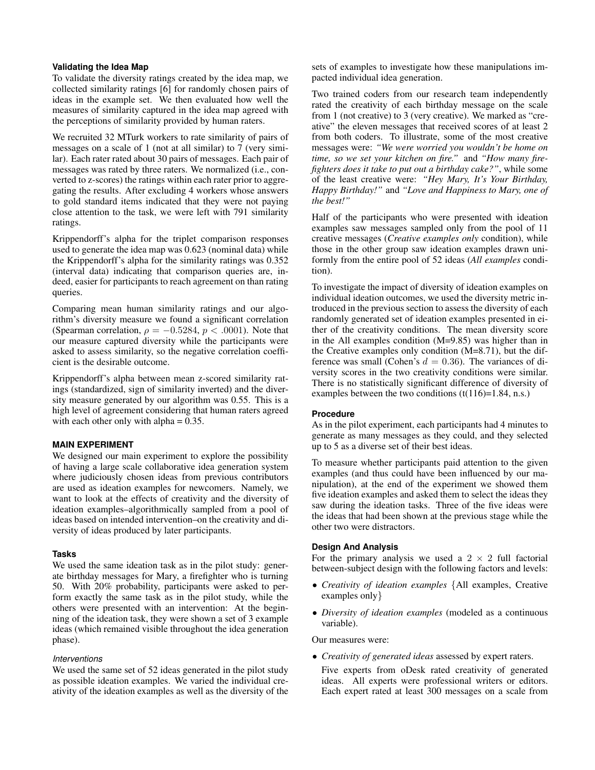### Validating the Idea Map

To validate the diversity ratings created by the idea map, we collected similarity ratings [6] for randomly chosen pairs of ideas in the example set. We then evaluated how well the measures of similarity captured in the idea map agreed with the perceptions of similarity provided by human raters.

We recruited 32 MTurk workers to rate similarity of pairs of messages on a scale of 1 (not at all similar) to 7 (very similar). Each rater rated about 30 pairs of messages. Each pair of messages was rated by three raters. We normalized (i.e., converted to z-scores) the ratings within each rater prior to aggregating the results. After excluding 4 workers whose answers to gold standard items indicated that they were not paying close attention to the task, we were left with 791 similarity ratings.

Krippendorff's alpha for the triplet comparison responses used to generate the idea map was 0.623 (nominal data) while the Krippendorff's alpha for the similarity ratings was 0.352 (interval data) indicating that comparison queries are, indeed, easier for participants to reach agreement on than rating queries.

Comparing mean human similarity ratings and our algorithm's diversity measure we found a significant correlation (Spearman correlation, $\rho = -0.5284$, $p < .0001$). Note that our measure captured diversity while the participants were asked to assess similarity, so the negative correlation coefficient is the desirable outcome.

Krippendorff's alpha between mean z-scored similarity ratings (standardized, sign of similarity inverted) and the diversity measure generated by our algorithm was 0.55. This is a high level of agreement considering that human raters agreed with each other only with alpha = 0.35.

## MAIN EXPERIMENT

We designed our main experiment to explore the possibility of having a large scale collaborative idea generation system where judiciously chosen ideas from previous contributors are used as ideation examples for newcomers. Namely, we want to look at the effects of creativity and the diversity of ideation examples–algorithmically sampled from a pool of ideas based on intended intervention–on the creativity and diversity of ideas produced by later participants.

### Tasks

We used the same ideation task as in the pilot study: generate birthday messages for Mary, a firefighter who is turning 50. With 20% probability, participants were asked to perform exactly the same task as in the pilot study, while the others were presented with an intervention: At the beginning of the ideation task, they were shown a set of 3 example ideas (which remained visible throughout the idea generation phase).

#### *Interventions*

We used the same set of 52 ideas generated in the pilot study as possible ideation examples. We varied the individual creativity of the ideation examples as well as the diversity of the sets of examples to investigate how these manipulations impacted individual idea generation.

Two trained coders from our research team independently rated the creativity of each birthday message on the scale from 1 (not creative) to 3 (very creative). We marked as "creative" the eleven messages that received scores of at least 2 from both coders. To illustrate, some of the most creative messages were: *"We were worried you wouldn't be home on time, so we set your kitchen on fire."* and *"How many firefighters does it take to put out a birthday cake?"*, while some of the least creative were: *"Hey Mary, It's Your Birthday, Happy Birthday!"* and *"Love and Happiness to Mary, one of the best!"*

Half of the participants who were presented with ideation examples saw messages sampled only from the pool of 11 creative messages (*Creative examples only* condition), while those in the other group saw ideation examples drawn uniformly from the entire pool of 52 ideas (*All examples* condition).

To investigate the impact of diversity of ideation examples on individual ideation outcomes, we used the diversity metric introduced in the previous section to assess the diversity of each randomly generated set of ideation examples presented in either of the creativity conditions. The mean diversity score in the All examples condition (M=9.85) was higher than in the Creative examples only condition (M=8.71), but the difference was small (Cohen's $d = 0.36$). The variances of diversity scores in the two creativity conditions were similar. There is no statistically significant difference of diversity of examples between the two conditions ($t(116)=1.84$, n.s.)

### Procedure

As in the pilot experiment, each participants had 4 minutes to generate as many messages as they could, and they selected up to 5 as a diverse set of their best ideas.

To measure whether participants paid attention to the given examples (and thus could have been influenced by our manipulation), at the end of the experiment we showed them five ideation examples and asked them to select the ideas they saw during the ideation tasks. Three of the five ideas were the ideas that had been shown at the previous stage while the other two were distractors.

### Design And Analysis

For the primary analysis we used a $2 \times 2$ full factorial between-subject design with the following factors and levels:

- *Creativity of ideation examples* {All examples, Creative examples only}
- *Diversity of ideation examples* (modeled as a continuous variable).

Our measures were:

- *Creativity of generated ideas* assessed by expert raters.

  Five experts from oDesk rated creativity of generated ideas. All experts were professional writers or editors. Each expert rated at least 300 messages on a scale from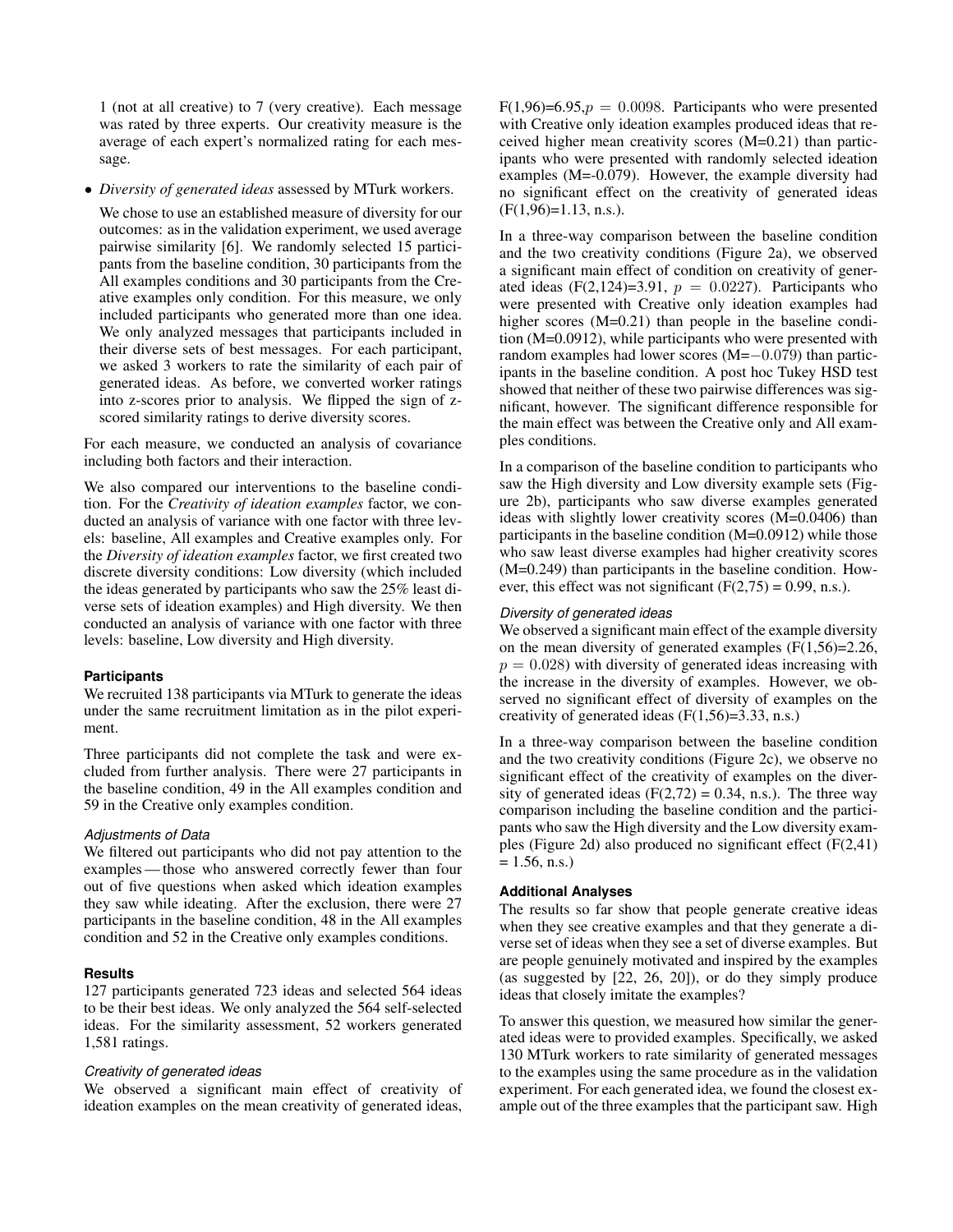1 (not at all creative) to 7 (very creative). Each message was rated by three experts. Our creativity measure is the average of each expert's normalized rating for each message.

- *Diversity of generated ideas* assessed by MTurk workers.

  We chose to use an established measure of diversity for our outcomes: as in the validation experiment, we used average pairwise similarity [6]. We randomly selected 15 participants from the baseline condition, 30 participants from the All examples conditions and 30 participants from the Creative examples only condition. For this measure, we only included participants who generated more than one idea. We only analyzed messages that participants included in their diverse sets of best messages. For each participant, we asked 3 workers to rate the similarity of each pair of generated ideas. As before, we converted worker ratings into z-scores prior to analysis. We flipped the sign of z-scored similarity ratings to derive diversity scores.

For each measure, we conducted an analysis of covariance including both factors and their interaction.

We also compared our interventions to the baseline condition. For the *Creativity of ideation examples* factor, we conducted an analysis of variance with one factor with three levels: baseline, All examples and Creative examples only. For the *Diversity of ideation examples* factor, we first created two discrete diversity conditions: Low diversity (which included the ideas generated by participants who saw the 25% least diverse sets of ideation examples) and High diversity. We then conducted an analysis of variance with one factor with three levels: baseline, Low diversity and High diversity.

### Participants

We recruited 138 participants via MTurk to generate the ideas under the same recruitment limitation as in the pilot experiment.

Three participants did not complete the task and were excluded from further analysis. There were 27 participants in the baseline condition, 49 in the All examples condition and 59 in the Creative only examples condition.

#### *Adjustments of Data*

We filtered out participants who did not pay attention to the examples — those who answered correctly fewer than four out of five questions when asked which ideation examples they saw while ideating. After the exclusion, there were 27 participants in the baseline condition, 48 in the All examples condition and 52 in the Creative only examples conditions.

### Results

127 participants generated 723 ideas and selected 564 ideas to be their best ideas. We only analyzed the 564 self-selected ideas. For the similarity assessment, 52 workers generated 1,581 ratings.

#### *Creativity of generated ideas*

We observed a significant main effect of creativity of ideation examples on the mean creativity of generated ideas, $F(1,96)=6.95, p = 0.0098$. Participants who were presented with Creative only ideation examples produced ideas that received higher mean creativity scores (M=0.21) than participants who were presented with randomly selected ideation examples (M=-0.079). However, the example diversity had no significant effect on the creativity of generated ideas ($F(1,96)=1.13$, n.s.).

In a three-way comparison between the baseline condition and the two creativity conditions (Figure 2a), we observed a significant main effect of condition on creativity of generated ideas ($F(2,124)=3.91$, $p = 0.0227$). Participants who were presented with Creative only ideation examples had higher scores (M=0.21) than people in the baseline condition (M=0.0912), while participants who were presented with random examples had lower scores (M=$-0.079$) than participants in the baseline condition. A post hoc Tukey HSD test showed that neither of these two pairwise differences was significant, however. The significant difference responsible for the main effect was between the Creative only and All examples conditions.

In a comparison of the baseline condition to participants who saw the High diversity and Low diversity example sets (Figure 2b), participants who saw diverse examples generated ideas with slightly lower creativity scores (M=0.0406) than participants in the baseline condition (M=0.0912) while those who saw least diverse examples had higher creativity scores (M=0.249) than participants in the baseline condition. However, this effect was not significant ($F(2,75) = 0.99$, n.s.).

#### *Diversity of generated ideas*

We observed a significant main effect of the example diversity on the mean diversity of generated examples ($F(1,56)=2.26$, $p = 0.028$) with diversity of generated ideas increasing with the increase in the diversity of examples. However, we observed no significant effect of diversity of examples on the creativity of generated ideas ($F(1,56)=3.33$, n.s.)

In a three-way comparison between the baseline condition and the two creativity conditions (Figure 2c), we observe no significant effect of the creativity of examples on the diversity of generated ideas ($F(2,72) = 0.34$, n.s.). The three way comparison including the baseline condition and the participants who saw the High diversity and the Low diversity examples (Figure 2d) also produced no significant effect ($F(2,41) = 1.56$, n.s.)

### Additional Analyses

The results so far show that people generate creative ideas when they see creative examples and that they generate a diverse set of ideas when they see a set of diverse examples. But are people genuinely motivated and inspired by the examples (as suggested by [22, 26, 20]), or do they simply produce ideas that closely imitate the examples?

To answer this question, we measured how similar the generated ideas were to provided examples. Specifically, we asked 130 MTurk workers to rate similarity of generated messages to the examples using the same procedure as in the validation experiment. For each generated idea, we found the closest example out of the three examples that the participant saw. High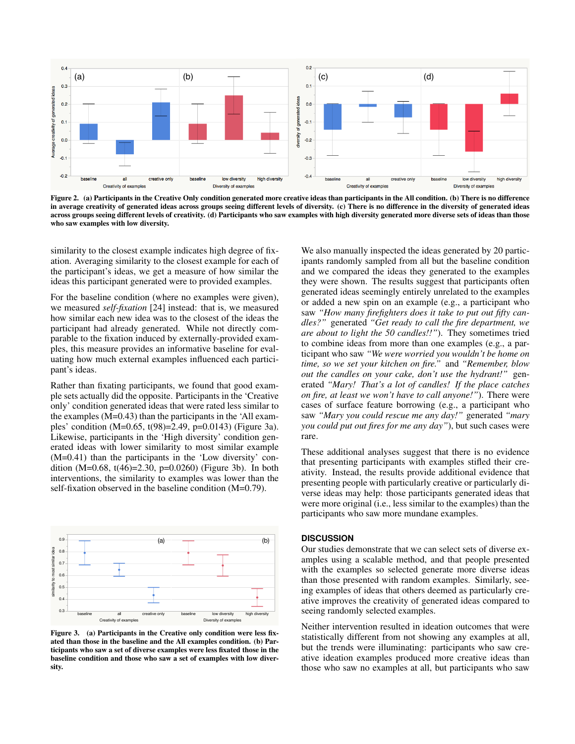**Figure 2. (a) Participants in the Creative Only condition generated more creative ideas than participants in the All condition. (b) There is no difference in average creativity of generated ideas across groups seeing different levels of diversity. (c) There is no difference in the diversity of generated ideas across groups seeing different levels of creativity. (d) Participants who saw examples with high diversity generated more diverse sets of ideas than those who saw examples with low diversity.**

similarity to the closest example indicates high degree of fixation. Averaging similarity to the closest example for each of the participant's ideas, we get a measure of how similar the ideas this participant generated were to provided examples.

For the baseline condition (where no examples were given), we measured *self-fixation* [24] instead: that is, we measured how similar each new idea was to the closest of the ideas the participant had already generated. While not directly comparable to the fixation induced by externally-provided examples, this measure provides an informative baseline for evaluating how much external examples influenced each participant's ideas.

Rather than fixating participants, we found that good example sets actually did the opposite. Participants in the 'Creative only' condition generated ideas that were rated less similar to the examples (M=0.43) than the participants in the 'All examples' condition (M=0.65, $t(98)=2.49$, $p=0.0143$) (Figure 3a). Likewise, participants in the 'High diversity' condition generated ideas with lower similarity to most similar example (M=0.41) than the participants in the 'Low diversity' condition (M=0.68, $t(46)=2.30$, $p=0.0260$) (Figure 3b). In both interventions, the similarity to examples was lower than the self-fixation observed in the baseline condition (M=0.79).

**Figure 3. (a) Participants in the Creative only condition were less fixated than those in the baseline and the All examples condition. (b) Participants who saw a set of diverse examples were less fixated those in the baseline condition and those who saw a set of examples with low diversity.**

We also manually inspected the ideas generated by 20 participants randomly sampled from all but the baseline condition and we compared the ideas they generated to the examples they were shown. The results suggest that participants often generated ideas seemingly entirely unrelated to the examples or added a new spin on an example (e.g., a participant who saw *"How many firefighters does it take to put out fifty candles?"* generated *"Get ready to call the fire department, we are about to light the 50 candles!!"*). They sometimes tried to combine ideas from more than one examples (e.g., a participant who saw *"We were worried you wouldn't be home on time, so we set your kitchen on fire."* and *"Remember, blow out the candles on your cake, don't use the hydrant!"* generated *"Mary! That's a lot of candles! If the place catches on fire, at least we won't have to call anyone!"*). There were cases of surface feature borrowing (e.g., a participant who saw *"Mary you could rescue me any day!"* generated *"mary you could put out fires for me any day"*), but such cases were rare.

These additional analyses suggest that there is no evidence that presenting participants with examples stifled their creativity. Instead, the results provide additional evidence that presenting people with particularly creative or particularly diverse ideas may help: those participants generated ideas that were more original (i.e., less similar to the examples) than the participants who saw more mundane examples.

## DISCUSSION

Our studies demonstrate that we can select sets of diverse examples using a scalable method, and that people presented with the examples so selected generate more diverse ideas than those presented with random examples. Similarly, seeing examples of ideas that others deemed as particularly creative improves the creativity of generated ideas compared to seeing randomly selected examples.

Neither intervention resulted in ideation outcomes that were statistically different from not showing any examples at all, but the trends were illuminating: participants who saw creative ideation examples produced more creative ideas than those who saw no examples at all, but participants who saw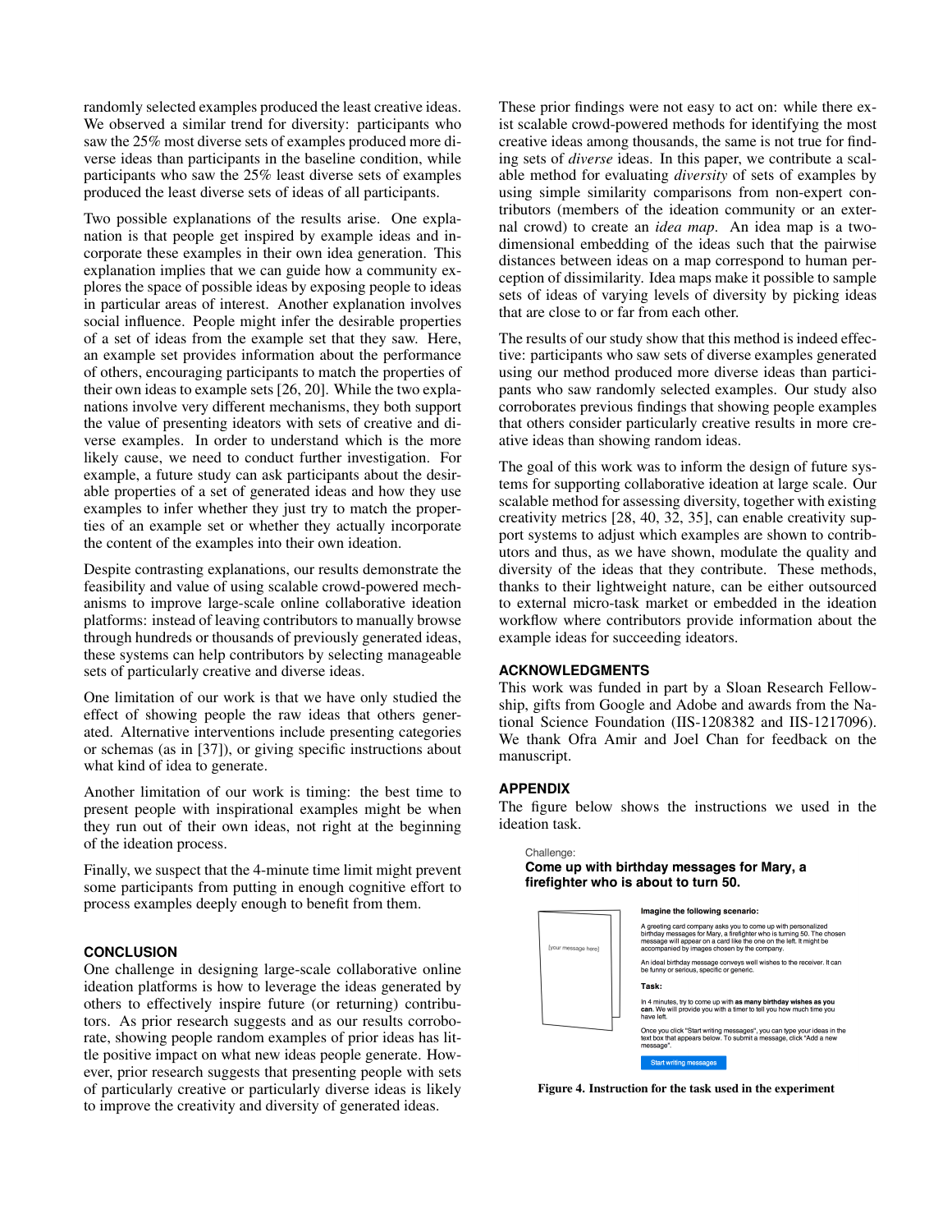randomly selected examples produced the least creative ideas. We observed a similar trend for diversity: participants who saw the 25% most diverse sets of examples produced more diverse ideas than participants in the baseline condition, while participants who saw the 25% least diverse sets of examples produced the least diverse sets of ideas of all participants.

Two possible explanations of the results arise. One explanation is that people get inspired by example ideas and incorporate these examples in their own idea generation. This explanation implies that we can guide how a community explores the space of possible ideas by exposing people to ideas in particular areas of interest. Another explanation involves social influence. People might infer the desirable properties of a set of ideas from the example set that they saw. Here, an example set provides information about the performance of others, encouraging participants to match the properties of their own ideas to example sets [26, 20]. While the two explanations involve very different mechanisms, they both support the value of presenting ideators with sets of creative and diverse examples. In order to understand which is the more likely cause, we need to conduct further investigation. For example, a future study can ask participants about the desirable properties of a set of generated ideas and how they use examples to infer whether they just try to match the properties of an example set or whether they actually incorporate the content of the examples into their own ideation.

Despite contrasting explanations, our results demonstrate the feasibility and value of using scalable crowd-powered mechanisms to improve large-scale online collaborative ideation platforms: instead of leaving contributors to manually browse through hundreds or thousands of previously generated ideas, these systems can help contributors by selecting manageable sets of particularly creative and diverse ideas.

One limitation of our work is that we have only studied the effect of showing people the raw ideas that others generated. Alternative interventions include presenting categories or schemas (as in [37]), or giving specific instructions about what kind of idea to generate.

Another limitation of our work is timing: the best time to present people with inspirational examples might be when they run out of their own ideas, not right at the beginning of the ideation process.

Finally, we suspect that the 4-minute time limit might prevent some participants from putting in enough cognitive effort to process examples deeply enough to benefit from them.

## CONCLUSION

One challenge in designing large-scale collaborative online ideation platforms is how to leverage the ideas generated by others to effectively inspire future (or returning) contributors. As prior research suggests and as our results corroborate, showing people random examples of prior ideas has little positive impact on what new ideas people generate. However, prior research suggests that presenting people with sets of particularly creative or particularly diverse ideas is likely to improve the creativity and diversity of generated ideas.

These prior findings were not easy to act on: while there exist scalable crowd-powered methods for identifying the most creative ideas among thousands, the same is not true for finding sets of *diverse* ideas. In this paper, we contribute a scalable method for evaluating *diversity* of sets of examples by using simple similarity comparisons from non-expert contributors (members of the ideation community or an external crowd) to create an *idea map*. An idea map is a two-dimensional embedding of the ideas such that the pairwise distances between ideas on a map correspond to human perception of dissimilarity. Idea maps make it possible to sample sets of ideas of varying levels of diversity by picking ideas that are close to or far from each other.

The results of our study show that this method is indeed effective: participants who saw sets of diverse examples generated using our method produced more diverse ideas than participants who saw randomly selected examples. Our study also corroborates previous findings that showing people examples that others consider particularly creative results in more creative ideas than showing random ideas.

The goal of this work was to inform the design of future systems for supporting collaborative ideation at large scale. Our scalable method for assessing diversity, together with existing creativity metrics [28, 40, 32, 35], can enable creativity support systems to adjust which examples are shown to contributors and thus, as we have shown, modulate the quality and diversity of the ideas that they contribute. These methods, thanks to their lightweight nature, can be either outsourced to external micro-task market or embedded in the ideation workflow where contributors provide information about the example ideas for succeeding ideators.

## ACKNOWLEDGMENTS

This work was funded in part by a Sloan Research Fellowship, gifts from Google and Adobe and awards from the National Science Foundation (IIS-1208382 and IIS-1217096). We thank Ofra Amir and Joel Chan for feedback on the manuscript.

## APPENDIX

The figure below shows the instructions we used in the ideation task.

Challenge:

**Come up with birthday messages for Mary, a firefighter who is about to turn 50.**

[your message here]

**Imagine the following scenario:**

A greeting card company asks you to come up with personalized birthday messages for Mary, a firefighter who is turning 50. The chosen message will appear on a card like the one on the left. It might be accompanied by images chosen by the company.

An ideal birthday message conveys well wishes to the receiver. It can be funny or serious, specific or generic.

**Task:**

In 4 minutes, try to come up with **as many birthday wishes as you can**. We will provide you with a timer to tell you how much time you have left.

Once you click "Start writing messages", you can type your ideas in the text box that appears below. To submit a message, click "Add a new message".

Start writing messages

**Figure 4. Instruction for the task used in the experiment**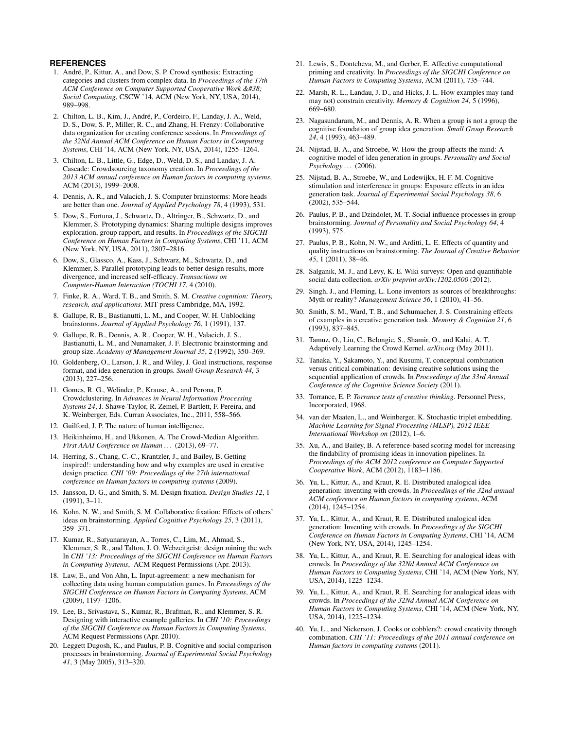## REFERENCES

1. André, P., Kittur, A., and Dow, S. P. Crowd synthesis: Extracting categories and clusters from complex data. In *Proceedings of the 17th ACM Conference on Computer Supported Cooperative Work &#38; Social Computing*, CSCW '14, ACM (New York, NY, USA, 2014), 989–998.
2. Chilton, L. B., Kim, J., André, P., Cordeiro, F., Landay, J. A., Weld, D. S., Dow, S. P., Miller, R. C., and Zhang, H. Frenzy: Collaborative data organization for creating conference sessions. In *Proceedings of the 32Nd Annual ACM Conference on Human Factors in Computing Systems*, CHI '14, ACM (New York, NY, USA, 2014), 1255–1264.
3. Chilton, L. B., Little, G., Edge, D., Weld, D. S., and Landay, J. A. Cascade: Crowdsourcing taxonomy creation. In *Proceedings of the 2013 ACM annual conference on Human factors in computing systems*, ACM (2013), 1999–2008.
4. Dennis, A. R., and Valacich, J. S. Computer brainstorms: More heads are better than one. *Journal of Applied Psychology 78*, 4 (1993), 531.
5. Dow, S., Fortuna, J., Schwartz, D., Altringer, B., Schwartz, D., and Klemmer, S. Prototyping dynamics: Sharing multiple designs improves exploration, group rapport, and results. In *Proceedings of the SIGCHI Conference on Human Factors in Computing Systems*, CHI '11, ACM (New York, NY, USA, 2011), 2807–2816.
6. Dow, S., Glassco, A., Kass, J., Schwarz, M., Schwartz, D., and Klemmer, S. Parallel prototyping leads to better design results, more divergence, and increased self-efficacy. *Transactions on Computer-Human Interaction (TOCHI 17*, 4 (2010).
7. Finke, R. A., Ward, T. B., and Smith, S. M. *Creative cognition: Theory, research, and applications*. MIT press Cambridge, MA, 1992.
8. Gallupe, R. B., Bastianutti, L. M., and Cooper, W. H. Unblocking brainstorms. *Journal of Applied Psychology 76*, 1 (1991), 137.
9. Gallupe, R. B., Dennis, A. R., Cooper, W. H., Valacich, J. S., Bastianutti, L. M., and Nunamaker, J. F. Electronic brainstorming and group size. *Academy of Management Journal 35*, 2 (1992), 350–369.
10. Goldenberg, O., Larson, J. R., and Wiley, J. Goal instructions, response format, and idea generation in groups. *Small Group Research 44*, 3 (2013), 227–256.
11. Gomes, R. G., Welinder, P., Krause, A., and Perona, P. Crowdclustering. In *Advances in Neural Information Processing Systems 24*, J. Shawe-Taylor, R. Zemel, P. Bartlett, F. Pereira, and K. Weinberger, Eds. Curran Associates, Inc., 2011, 558–566.
12. Guilford, J. P. The nature of human intelligence.
13. Heikinheimo, H., and Ukkonen, A. The Crowd-Median Algorithm. *First AAAI Conference on Human ...* (2013), 69–77.
14. Herring, S., Chang, C.-C., Krantzler, J., and Bailey, B. Getting inspired!: understanding how and why examples are used in creative design practice. *CHI '09: Proceedings of the 27th international conference on Human factors in computing systems* (2009).
15. Jansson, D. G., and Smith, S. M. Design fixation. *Design Studies 12*, 1 (1991), 3–11.
16. Kohn, N. W., and Smith, S. M. Collaborative fixation: Effects of others' ideas on brainstorming. *Applied Cognitive Psychology 25*, 3 (2011), 359–371.
17. Kumar, R., Satyanarayan, A., Torres, C., Lim, M., Ahmad, S., Klemmer, S. R., and Talton, J. O. Webzeitgeist: design mining the web. In *CHI '13: Proceedings of the SIGCHI Conference on Human Factors in Computing Systems*, ACM Request Permissions (Apr. 2013).
18. Law, E., and Von Ahn, L. Input-agreement: a new mechanism for collecting data using human computation games. In *Proceedings of the SIGCHI Conference on Human Factors in Computing Systems*, ACM (2009), 1197–1206.
19. Lee, B., Srivastava, S., Kumar, R., Brafman, R., and Klemmer, S. R. Designing with interactive example galleries. In *CHI '10: Proceedings of the SIGCHI Conference on Human Factors in Computing Systems*, ACM Request Permissions (Apr. 2010).
20. Leggett Dugosh, K., and Paulus, P. B. Cognitive and social comparison processes in brainstorming. *Journal of Experimental Social Psychology 41*, 3 (May 2005), 313–320.
21. Lewis, S., Dontcheva, M., and Gerber, E. Affective computational priming and creativity. In *Proceedings of the SIGCHI Conference on Human Factors in Computing Systems*, ACM (2011), 735–744.
22. Marsh, R. L., Landau, J. D., and Hicks, J. L. How examples may (and may not) constrain creativity. *Memory & Cognition 24*, 5 (1996), 669–680.
23. Nagasundaram, M., and Dennis, A. R. When a group is not a group the cognitive foundation of group idea generation. *Small Group Research 24*, 4 (1993), 463–489.
24. Nijstad, B. A., and Stroebe, W. How the group affects the mind: A cognitive model of idea generation in groups. *Personality and Social Psychology ...* (2006).
25. Nijstad, B. A., Stroebe, W., and Lodewijkx, H. F. M. Cognitive stimulation and interference in groups: Exposure effects in an idea generation task. *Journal of Experimental Social Psychology 38*, 6 (2002), 535–544.
26. Paulus, P. B., and Dzindolet, M. T. Social influence processes in group brainstorming. *Journal of Personality and Social Psychology 64*, 4 (1993), 575.
27. Paulus, P. B., Kohn, N. W., and Arditti, L. E. Effects of quantity and quality instructions on brainstorming. *The Journal of Creative Behavior 45*, 1 (2011), 38–46.
28. Salganik, M. J., and Levy, K. E. Wiki surveys: Open and quantifiable social data collection. *arXiv preprint arXiv:1202.0500* (2012).
29. Singh, J., and Fleming, L. Lone inventors as sources of breakthroughs: Myth or reality? *Management Science 56*, 1 (2010), 41–56.
30. Smith, S. M., Ward, T. B., and Schumacher, J. S. Constraining effects of examples in a creative generation task. *Memory & Cognition 21*, 6 (1993), 837–845.
31. Tamuz, O., Liu, C., Belongie, S., Shamir, O., and Kalai, A. T. Adaptively Learning the Crowd Kernel. *arXiv.org* (May 2011).
32. Tanaka, Y., Sakamoto, Y., and Kusumi, T. conceptual combination versus critical combination: devising creative solutions using the sequential application of crowds. In *Proceedings of the 33rd Annual Conference of the Cognitive Science Society* (2011).
33. Torrance, E. P. *Torrance tests of creative thinking*. Personnel Press, Incorporated, 1968.
34. van der Maaten, L., and Weinberger, K. Stochastic triplet embedding. *Machine Learning for Signal Processing (MLSP), 2012 IEEE International Workshop on* (2012), 1–6.
35. Xu, A., and Bailey, B. A reference-based scoring model for increasing the findability of promising ideas in innovation pipelines. In *Proceedings of the ACM 2012 conference on Computer Supported Cooperative Work*, ACM (2012), 1183–1186.
36. Yu, L., Kittur, A., and Kraut, R. E. Distributed analogical idea generation: inventing with crowds. In *Proceedings of the 32nd annual ACM conference on Human factors in computing systems*, ACM (2014), 1245–1254.
37. Yu, L., Kittur, A., and Kraut, R. E. Distributed analogical idea generation: Inventing with crowds. In *Proceedings of the SIGCHI Conference on Human Factors in Computing Systems*, CHI '14, ACM (New York, NY, USA, 2014), 1245–1254.
38. Yu, L., Kittur, A., and Kraut, R. E. Searching for analogical ideas with crowds. In *Proceedings of the 32Nd Annual ACM Conference on Human Factors in Computing Systems*, CHI '14, ACM (New York, NY, USA, 2014), 1225–1234.
39. Yu, L., Kittur, A., and Kraut, R. E. Searching for analogical ideas with crowds. In *Proceedings of the 32Nd Annual ACM Conference on Human Factors in Computing Systems*, CHI '14, ACM (New York, NY, USA, 2014), 1225–1234.
40. Yu, L., and Nickerson, J. Cooks or cobblers?: crowd creativity through combination. *CHI '11: Proceedings of the 2011 annual conference on Human factors in computing systems* (2011).